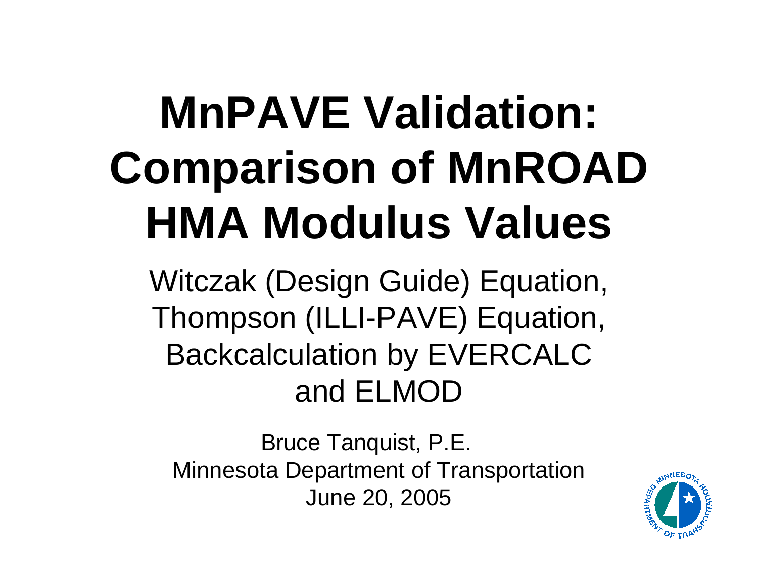# MnPAVE Validation: Comparison of MnROAD HMA Modulus Values

Witczak (Design Guide) Equation,
Thompson (ILLI-PAVE) Equation,
Backcalculation by EVERCALC
and ELMOD

Bruce Tanquist, P.E.
Minnesota Department of Transportation
June 20, 2005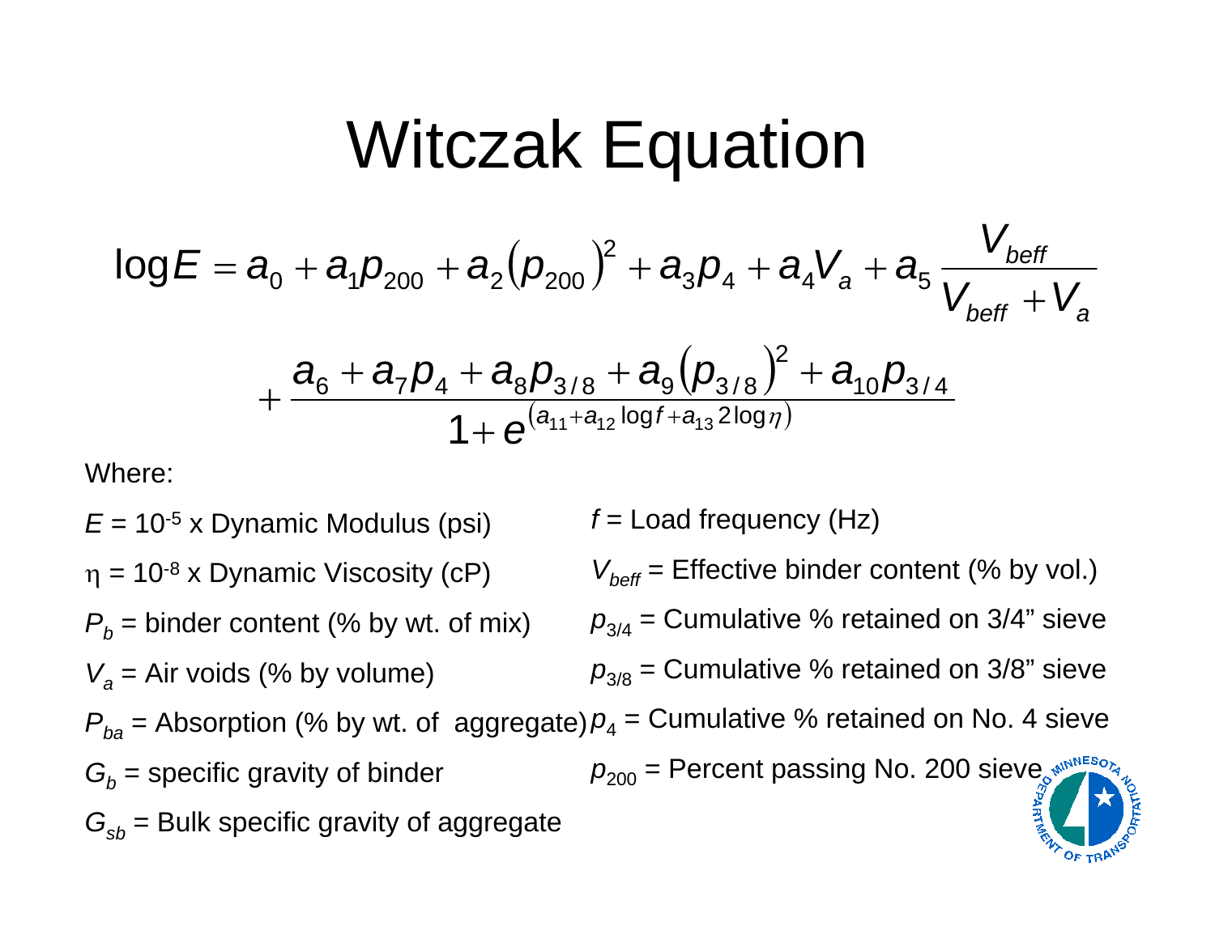# Witczak Equation

$$\log E = a_0 + a_1 p_{200} + a_2 \left(p_{200}\right)^2 + a_3 p_4 + a_4 V_a + a_5 \frac{V_{beff}}{V_{beff} + V_a} + \frac{a_6 + a_7 p_4 + a_8 p_{3/8} + a_9 \left(p_{3/8}\right)^2 + a_{10} p_{3/4}}{1 + e^{\left(a_{11} + a_{12} \log f + a_{13} 2 \log \eta\right)}}$$

Where:

$E$ = $10^{-5}$ x Dynamic Modulus (psi)

$\eta$ = $10^{-8}$ x Dynamic Viscosity (cP)

$P_b$ = binder content (% by wt. of mix)

$V_a$ = Air voids (% by volume)

$P_{ba}$ = Absorption (% by wt. of aggregate)

$G_b$ = specific gravity of binder

$G_{sb}$ = Bulk specific gravity of aggregate

$f$ = Load frequency (Hz)

$V_{beff}$ = Effective binder content (% by vol.)

$p_{3/4}$ = Cumulative % retained on 3/4" sieve

$p_{3/8}$ = Cumulative % retained on 3/8" sieve

$p_4$ = Cumulative % retained on No. 4 sieve

$p_{200}$ = Percent passing No. 200 sieve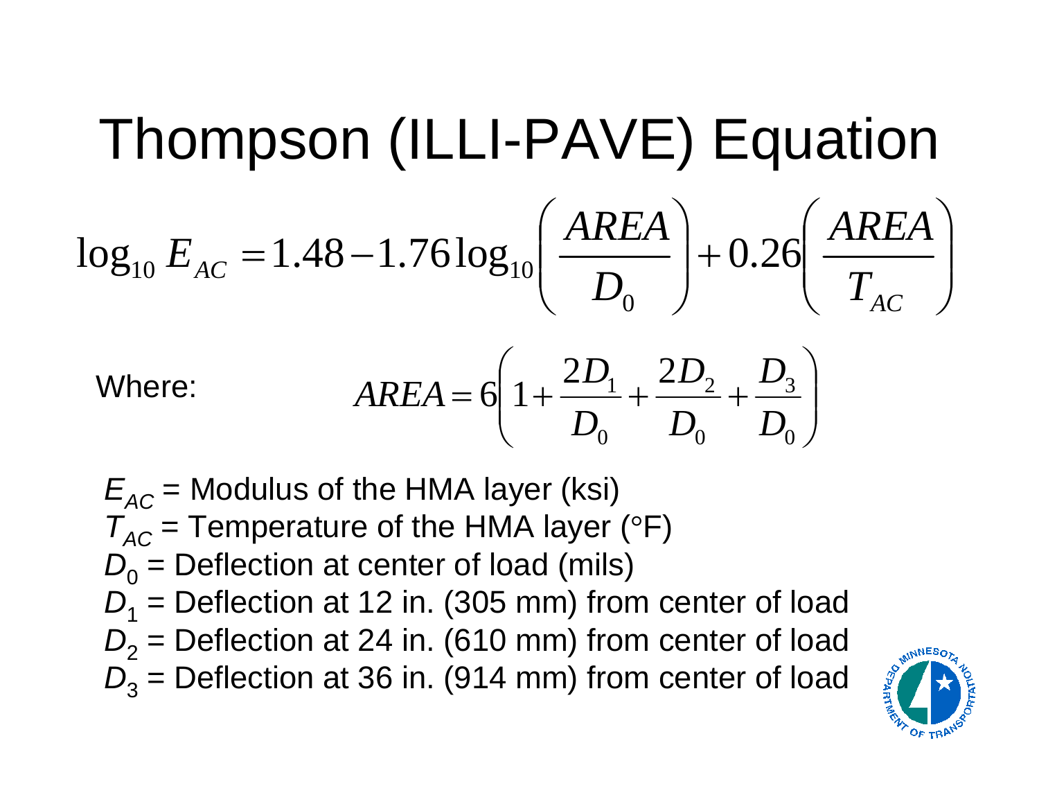# Thompson (ILLI-PAVE) Equation

$$\log_{10} E_{AC} = 1.48 - 1.76 \log_{10}\left(\frac{AREA}{D_0}\right) + 0.26\left(\frac{AREA}{T_{AC}}\right)$$

Where:

$$AREA = 6\left(1 + \frac{2D_1}{D_0} + \frac{2D_2}{D_0} + \frac{D_3}{D_0}\right)$$

$E_{AC}$ = Modulus of the HMA layer (ksi)
$T_{AC}$ = Temperature of the HMA layer (°F)
$D_0$ = Deflection at center of load (mils)
$D_1$ = Deflection at 12 in. (305 mm) from center of load
$D_2$ = Deflection at 24 in. (610 mm) from center of load
$D_3$ = Deflection at 36 in. (914 mm) from center of load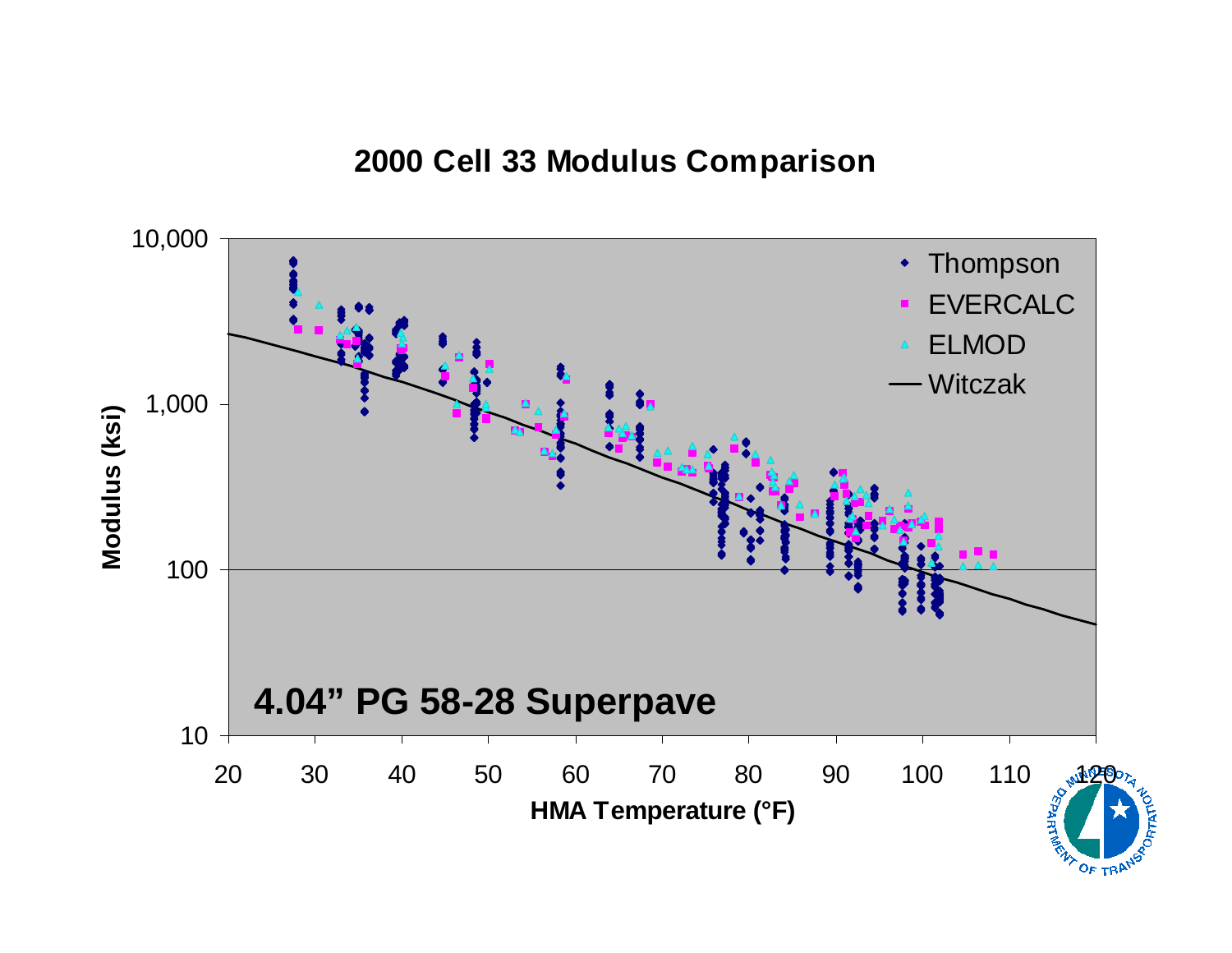## 2000 Cell 33 Modulus Comparison

Modulus (ksi)

10,000

1,000

100

10

20 30 40 50 60 70 80 90 100 110 120

HMA Temperature (°F)

Thompson

EVERCALC

ELMOD

Witczak

**4.04” PG 58-28 Superpave**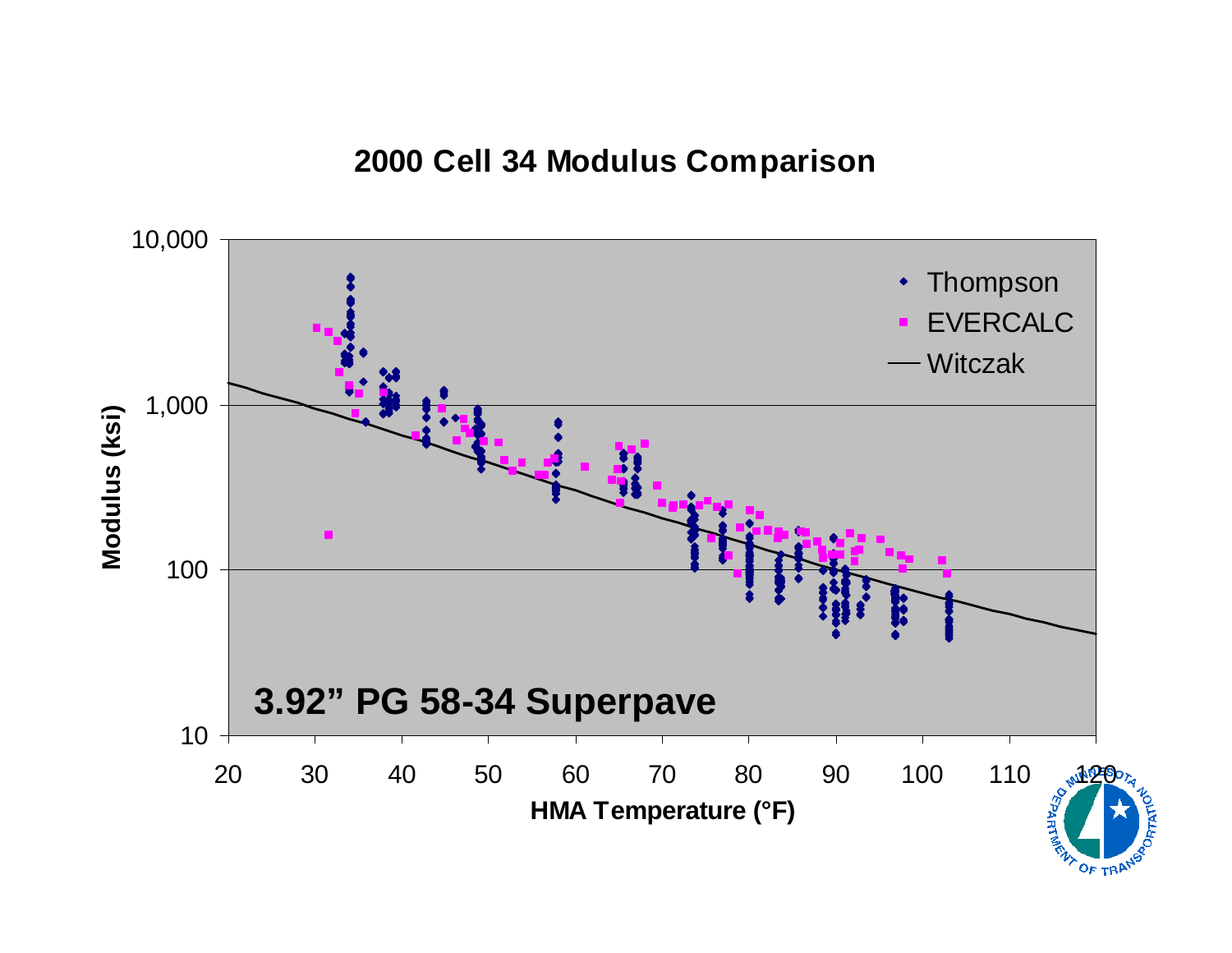# 2000 Cell 34 Modulus Comparison

Modulus (ksi)

10,000

1,000

100

10

20 30 40 50 60 70 80 90 100 110 120

HMA Temperature (°F)

- Thompson
- EVERCALC
- Witczak

**3.92” PG 58-34 Superpave**

MINNESOTA DEPARTMENT OF TRANSPORTATION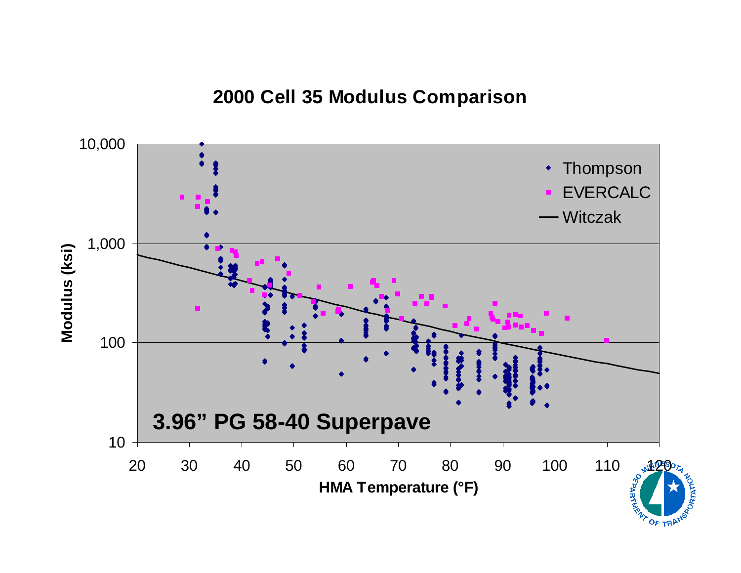# 2000 Cell 35 Modulus Comparison

Modulus (ksi)

10,000

1,000

100

10

20 30 40 50 60 70 80 90 100 110 120

HMA Temperature (°F)

- Thompson
- EVERCALC
- Witczak

**3.96" PG 58-40 Superpave**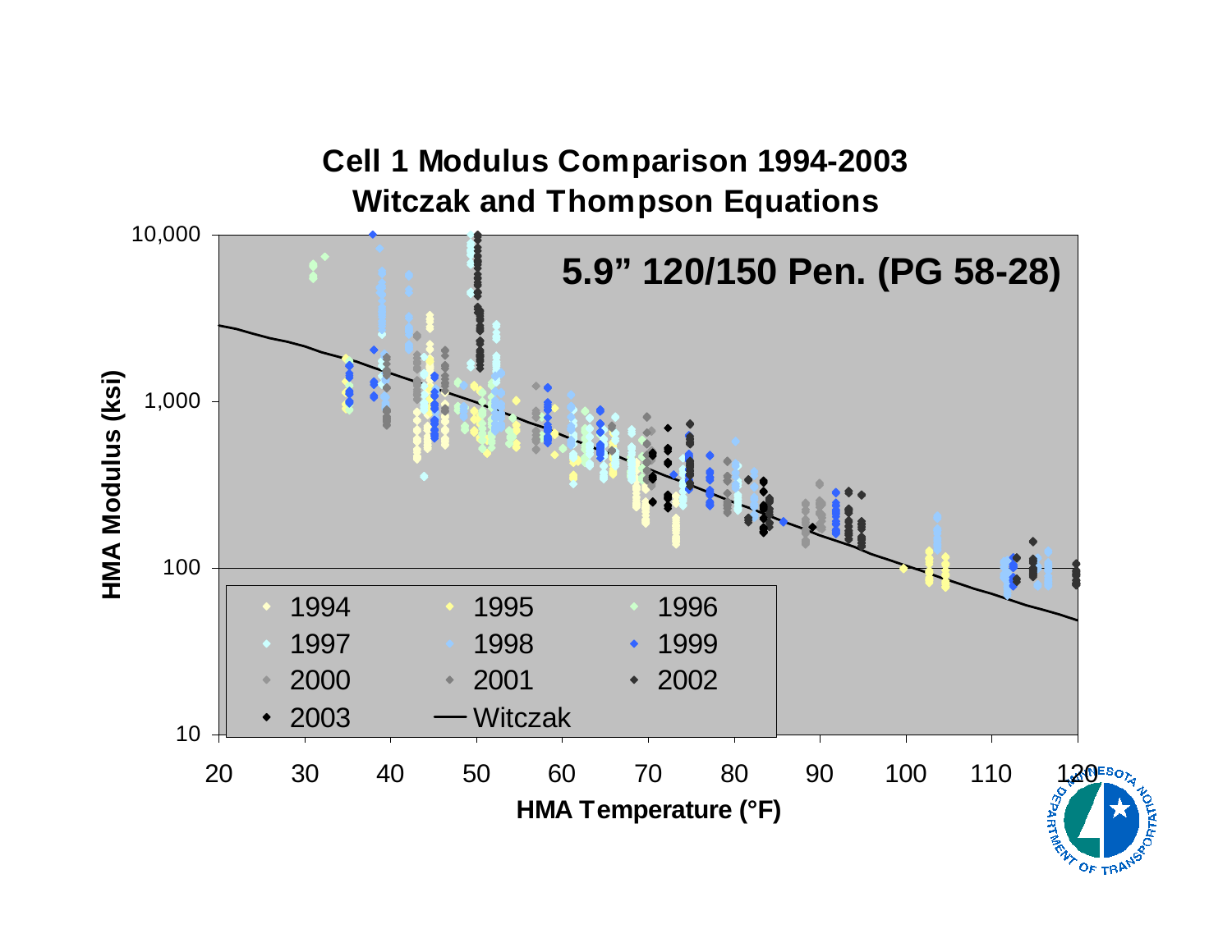## Cell 1 Modulus Comparison 1994-2003
## Witczak and Thompson Equations

**5.9" 120/150 Pen. (PG 58-28)**

HMA Modulus (ksi): 10, 100, 1,000, 10,000

HMA Temperature (°F): 20, 30, 40, 50, 60, 70, 80, 90, 100, 110, 120

Legend: 1994, 1995, 1996, 1997, 1998, 1999, 2000, 2001, 2002, 2003, Witczak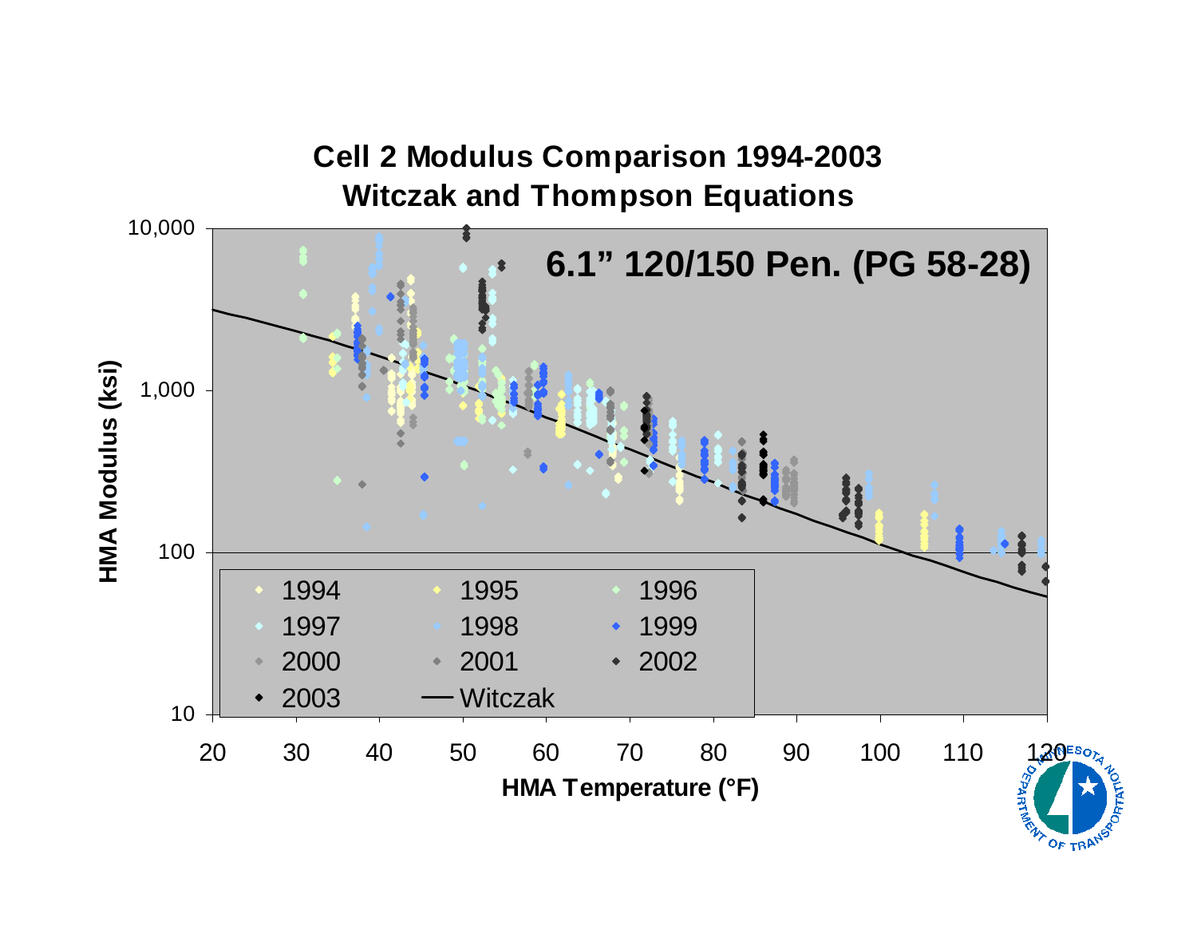# Cell 2 Modulus Comparison 1994-2003
## Witczak and Thompson Equations

**6.1" 120/150 Pen. (PG 58-28)**

HMA Modulus (ksi)

10,000
1,000
100
10

HMA Temperature (°F)

20 30 40 50 60 70 80 90 100 110 120

- 1994
- 1995
- 1996
- 1997
- 1998
- 1999
- 2000
- 2001
- 2002
- 2003
- Witczak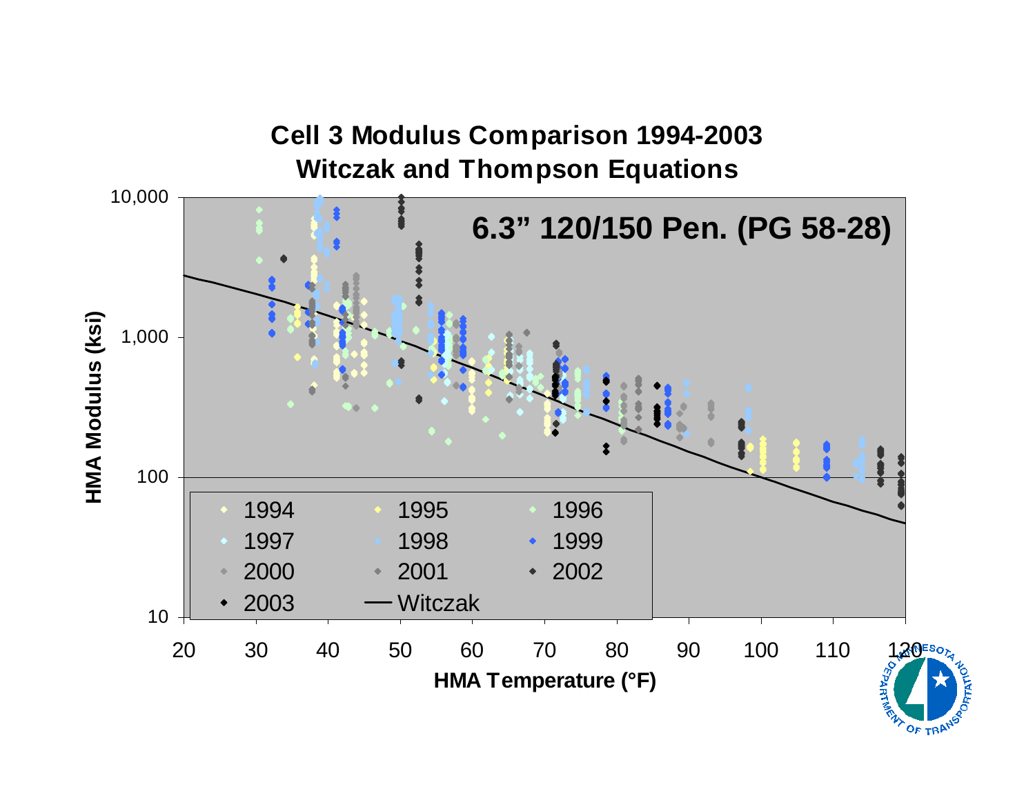# Cell 3 Modulus Comparison 1994-2003
## Witczak and Thompson Equations

**6.3" 120/150 Pen. (PG 58-28)**

HMA Modulus (ksi): 10, 100, 1,000, 10,000

HMA Temperature (°F): 20, 30, 40, 50, 60, 70, 80, 90, 100, 110, 120

Legend: 1994, 1995, 1996, 1997, 1998, 1999, 2000, 2001, 2002, 2003, Witczak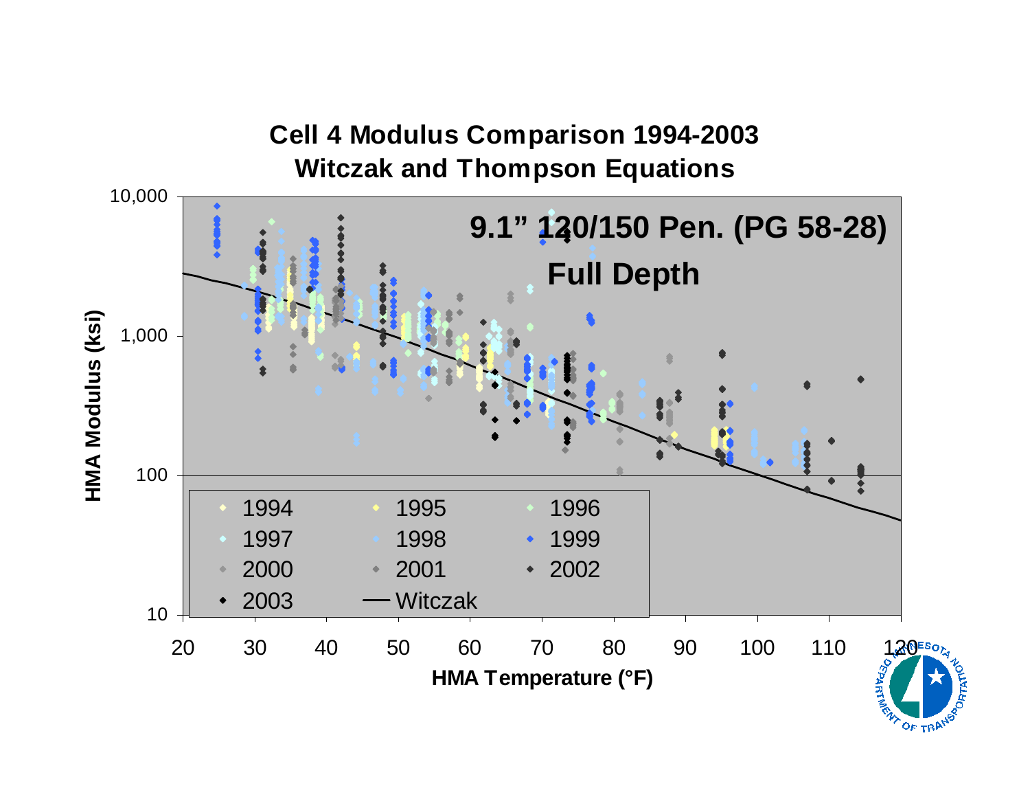# Cell 4 Modulus Comparison 1994-2003
## Witczak and Thompson Equations

**9.1" 120/150 Pen. (PG 58-28)**

**Full Depth**

HMA Modulus (ksi)

10,000
1,000
100
10

HMA Temperature (°F)

20 30 40 50 60 70 80 90 100 110 120

- 1994
- 1995
- 1996
- 1997
- 1998
- 1999
- 2000
- 2001
- 2002
- 2003
- Witczak

MINNESOTA DEPARTMENT OF TRANSPORTATION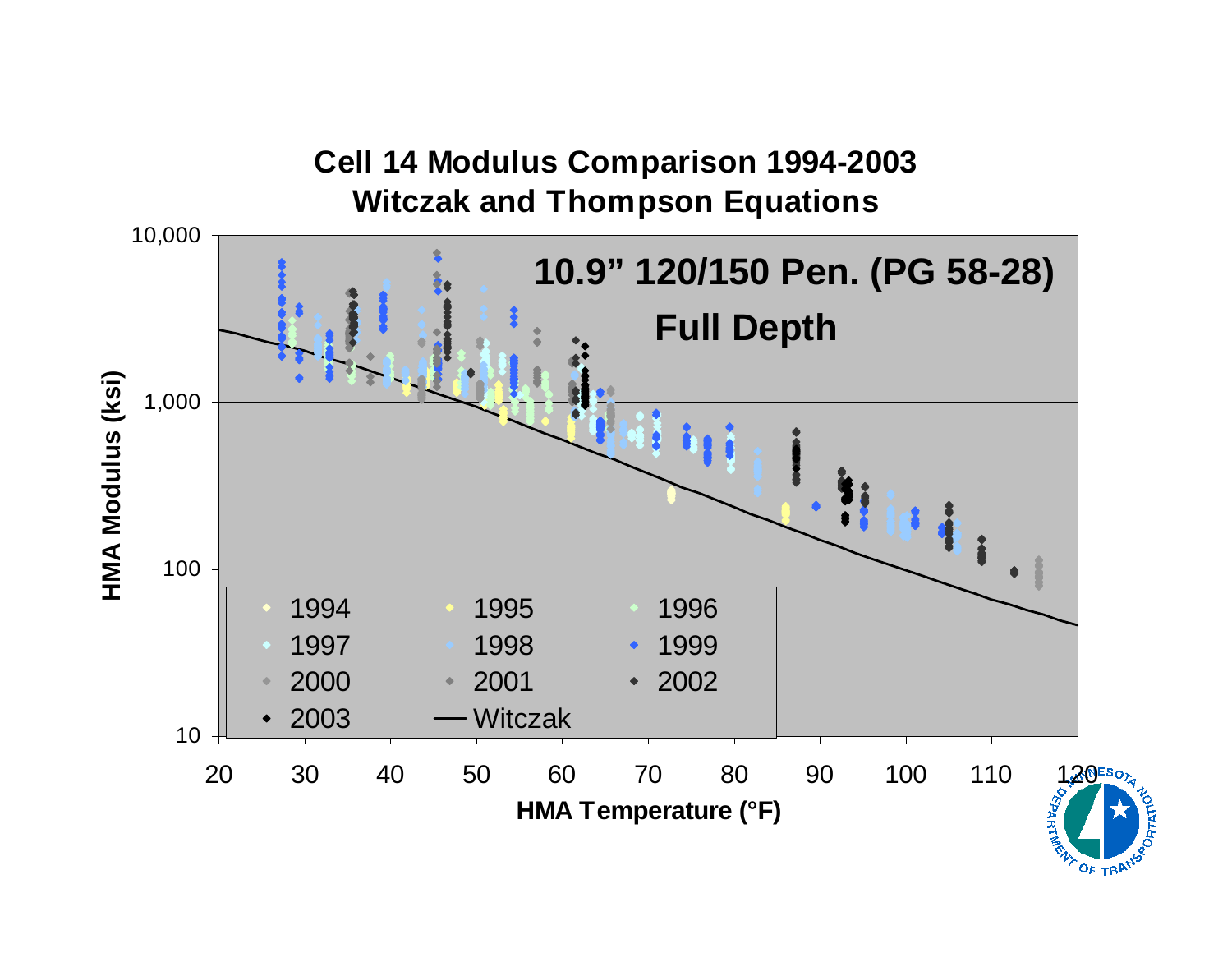# Cell 14 Modulus Comparison 1994-2003
## Witczak and Thompson Equations

**10.9" 120/150 Pen. (PG 58-28)**

**Full Depth**

HMA Modulus (ksi): 10, 100, 1,000, 10,000

HMA Temperature (°F): 20, 30, 40, 50, 60, 70, 80, 90, 100, 110, 120

Legend: 1994, 1995, 1996, 1997, 1998, 1999, 2000, 2001, 2002, 2003, Witczak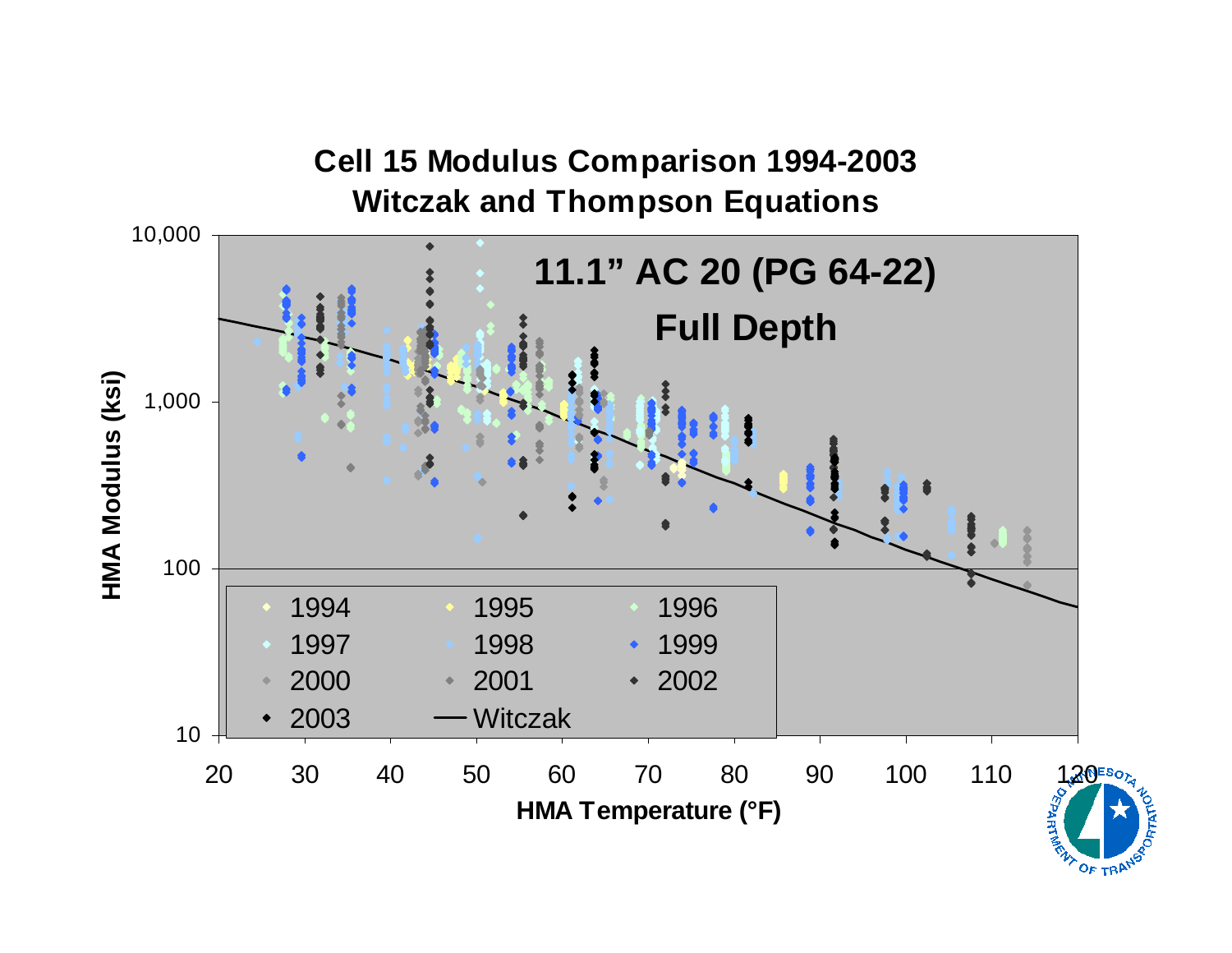## Cell 15 Modulus Comparison 1994-2003
## Witczak and Thompson Equations

11.1” AC 20 (PG 64-22)

Full Depth

HMA Modulus (ksi)

HMA Temperature (°F)

Legend: 1994, 1995, 1996, 1997, 1998, 1999, 2000, 2001, 2002, 2003, Witczak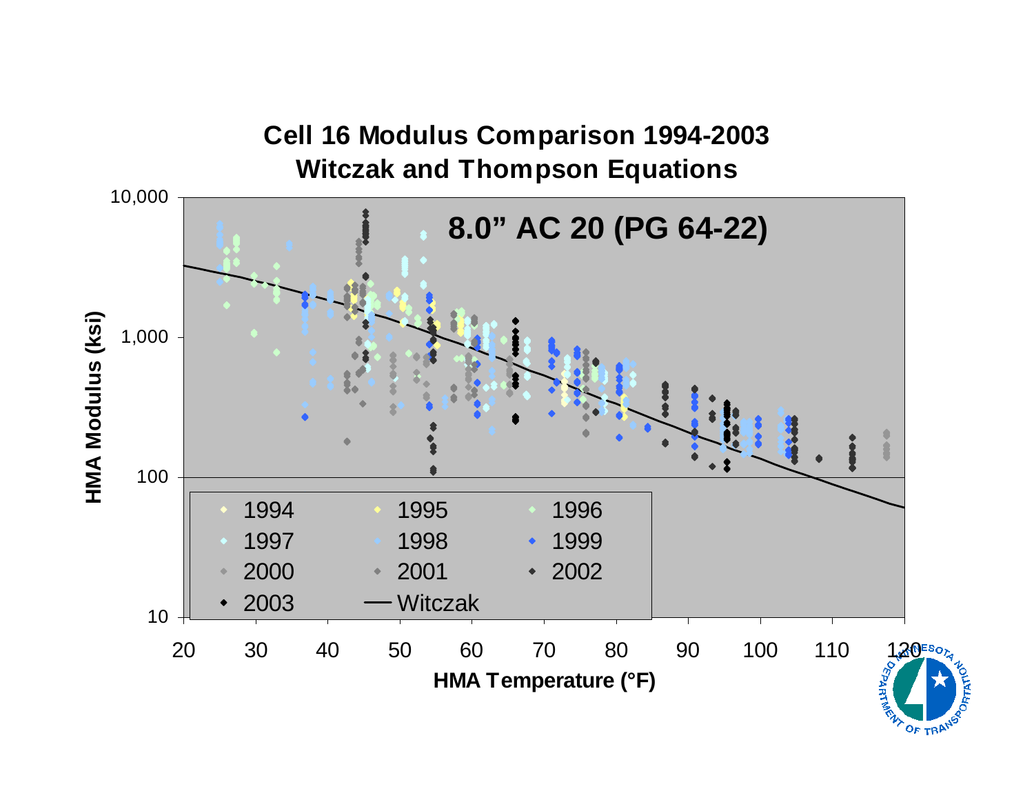## Cell 16 Modulus Comparison 1994-2003
## Witczak and Thompson Equations

**8.0" AC 20 (PG 64-22)**

HMA Modulus (ksi): 10, 100, 1,000, 10,000

HMA Temperature (°F): 20, 30, 40, 50, 60, 70, 80, 90, 100, 110, 120

Legend: 1994, 1995, 1996, 1997, 1998, 1999, 2000, 2001, 2002, 2003, Witczak

MINNESOTA DEPARTMENT OF TRANSPORTATION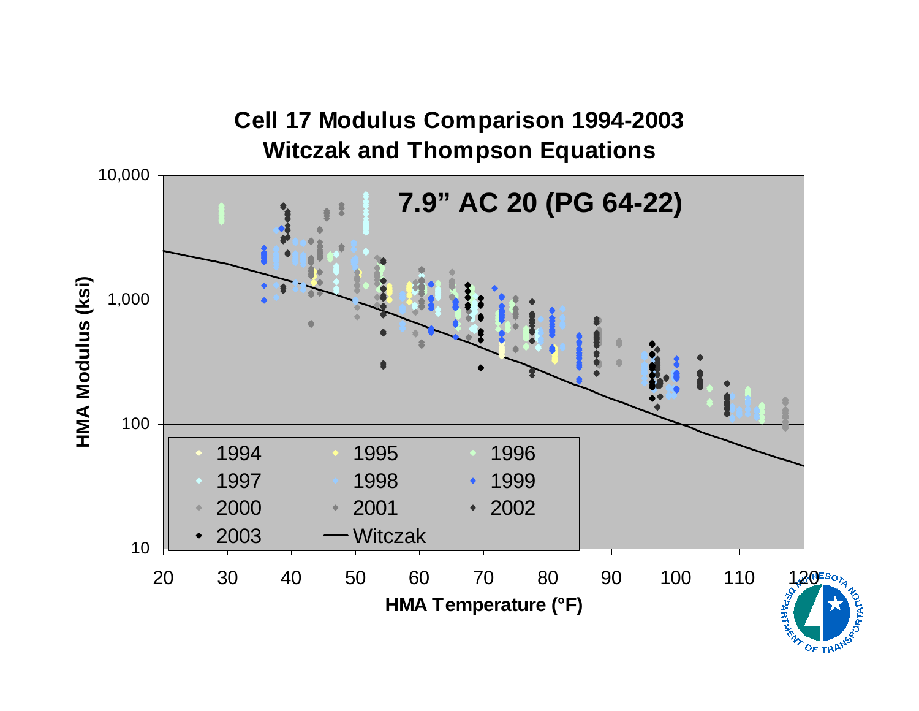# Cell 17 Modulus Comparison 1994-2003
## Witczak and Thompson Equations

**7.9" AC 20 (PG 64-22)**

HMA Modulus (ksi) vs. HMA Temperature (°F)

Legend: 1994, 1995, 1996, 1997, 1998, 1999, 2000, 2001, 2002, 2003, Witczak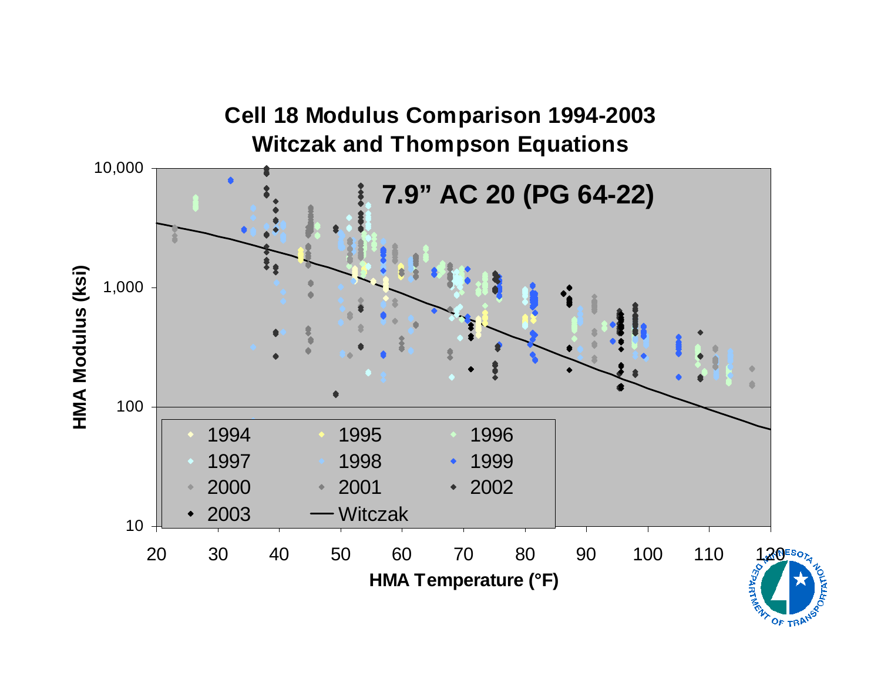## Cell 18 Modulus Comparison 1994-2003
## Witczak and Thompson Equations

**7.9" AC 20 (PG 64-22)**

HMA Modulus (ksi): 10, 100, 1,000, 10,000

HMA Temperature (°F): 20, 30, 40, 50, 60, 70, 80, 90, 100, 110, 120

Legend: 1994, 1995, 1996, 1997, 1998, 1999, 2000, 2001, 2002, 2003, Witczak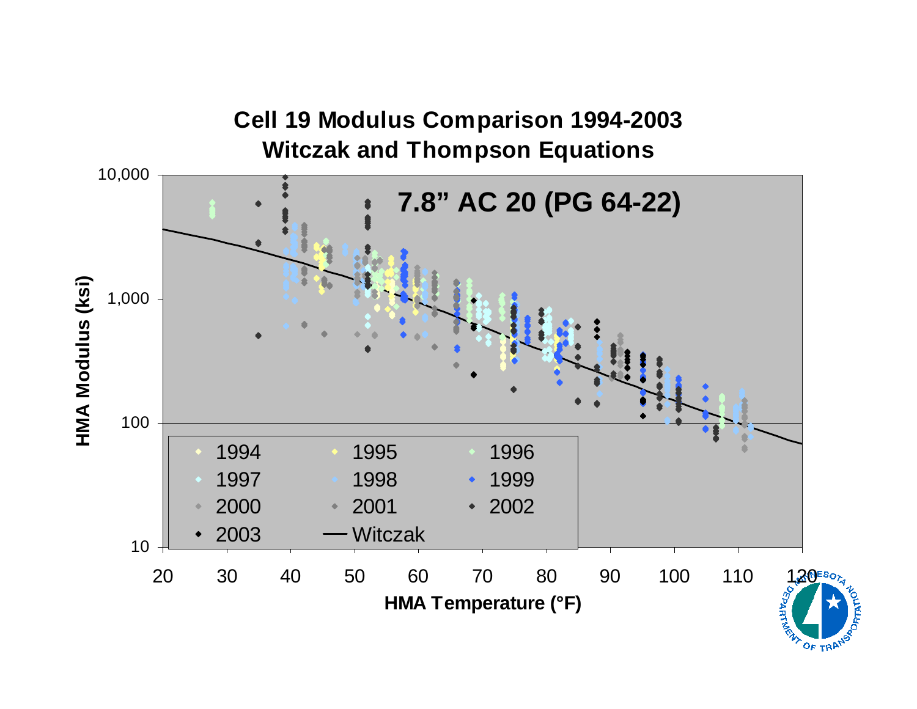# Cell 19 Modulus Comparison 1994-2003
## Witczak and Thompson Equations

**7.8” AC 20 (PG 64-22)**

HMA Modulus (ksi): 10, 100, 1,000, 10,000

HMA Temperature (°F): 20, 30, 40, 50, 60, 70, 80, 90, 100, 110, 120

Legend: 1994, 1995, 1996, 1997, 1998, 1999, 2000, 2001, 2002, 2003, Witczak

MINNESOTA DEPARTMENT OF TRANSPORTATION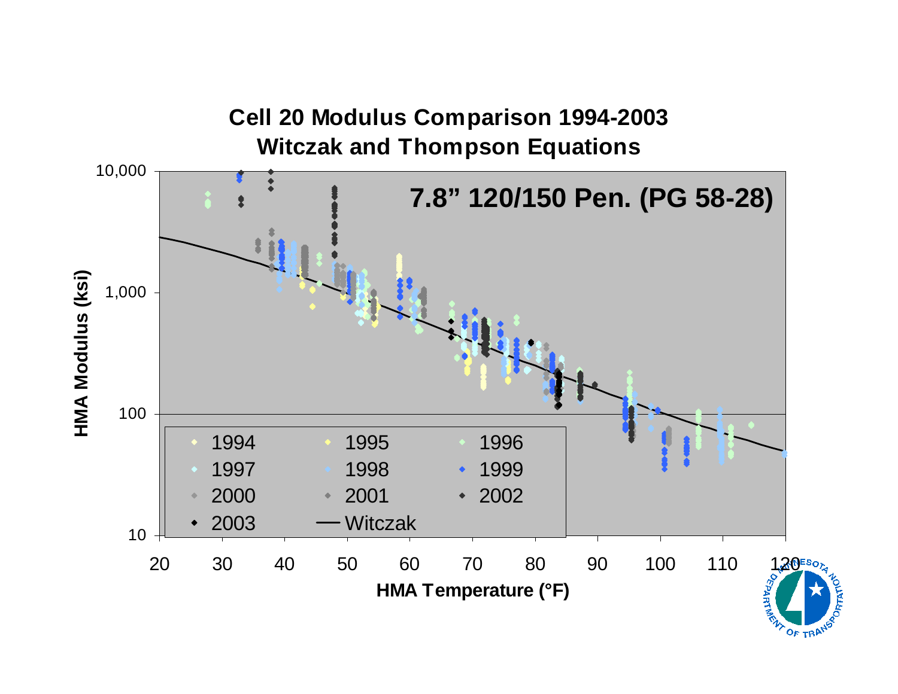# Cell 20 Modulus Comparison 1994-2003
## Witczak and Thompson Equations

**7.8" 120/150 Pen. (PG 58-28)**

HMA Modulus (ksi): 10, 100, 1,000, 10,000

HMA Temperature (°F): 20, 30, 40, 50, 60, 70, 80, 90, 100, 110, 120

Legend: 1994, 1995, 1996, 1997, 1998, 1999, 2000, 2001, 2002, 2003, Witczak

MINNESOTA DEPARTMENT OF TRANSPORTATION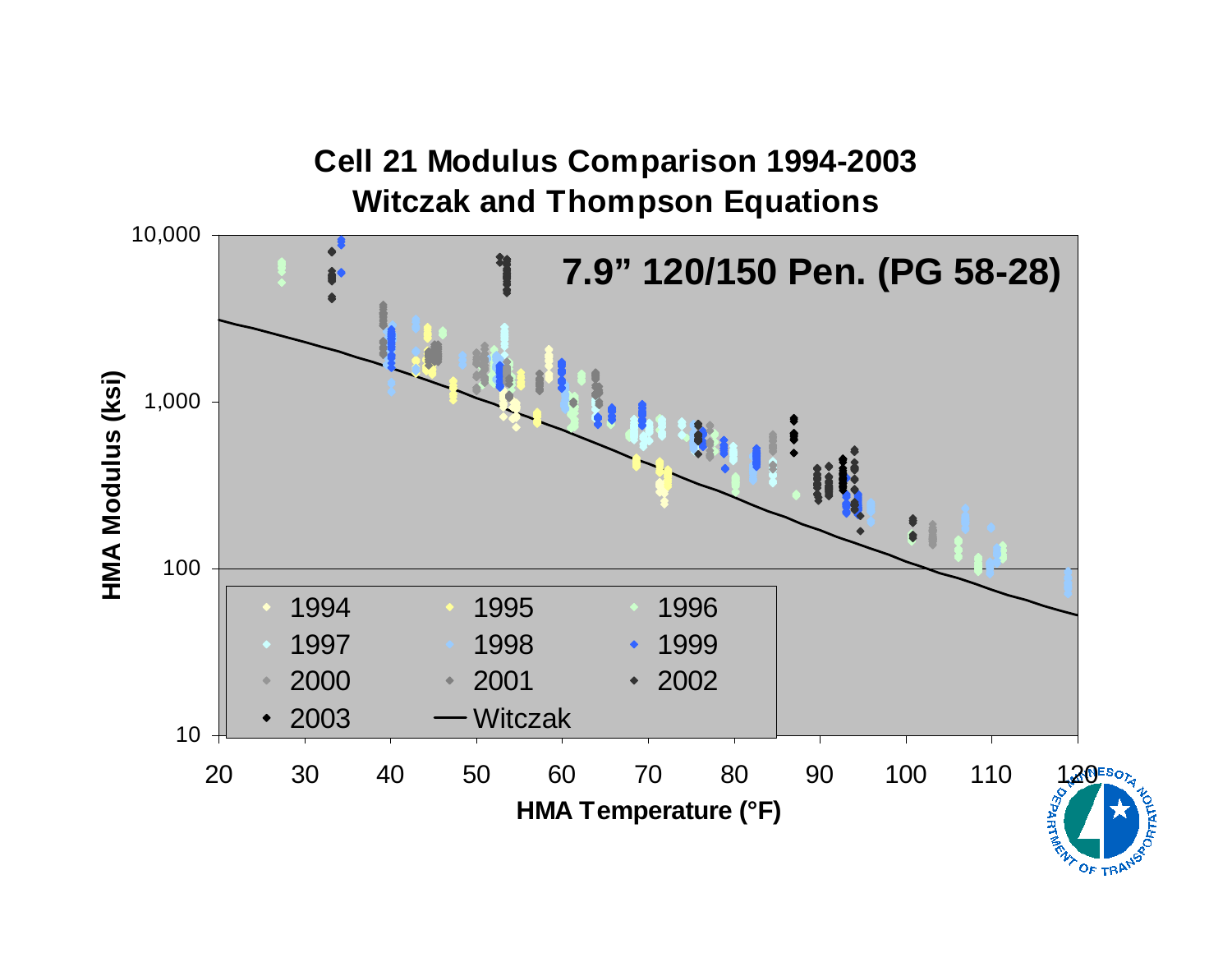## Cell 21 Modulus Comparison 1994-2003
## Witczak and Thompson Equations

**7.9” 120/150 Pen. (PG 58-28)**

HMA Modulus (ksi): 10, 100, 1,000, 10,000

HMA Temperature (°F): 20, 30, 40, 50, 60, 70, 80, 90, 100, 110, 120

Legend: 1994, 1995, 1996, 1997, 1998, 1999, 2000, 2001, 2002, 2003, Witczak

MINNESOTA DEPARTMENT OF TRANSPORTATION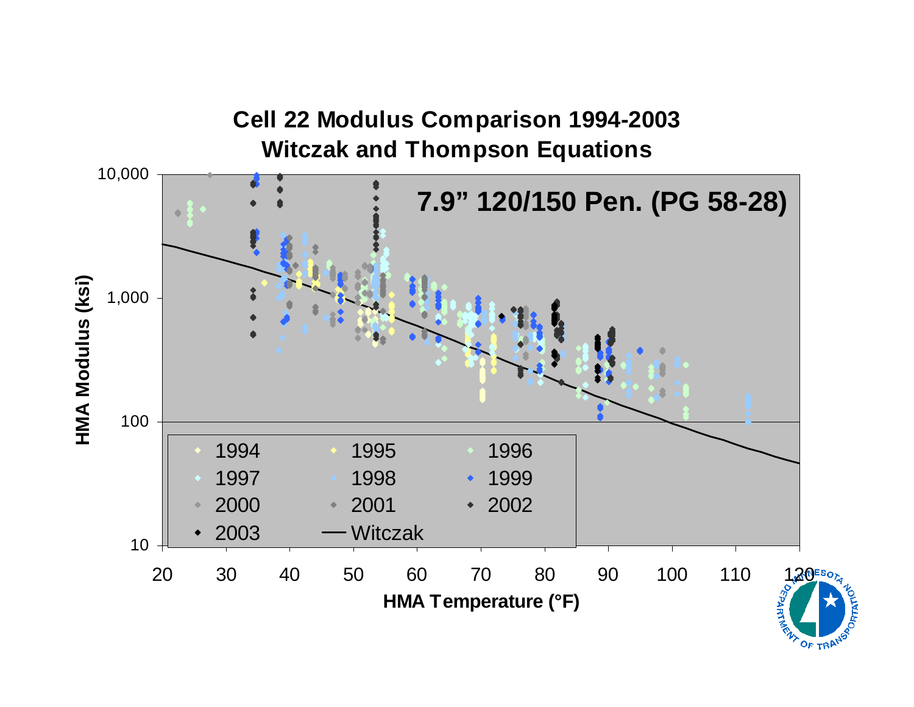# Cell 22 Modulus Comparison 1994-2003
## Witczak and Thompson Equations

**7.9" 120/150 Pen. (PG 58-28)**

HMA Modulus (ksi): 10, 100, 1,000, 10,000

HMA Temperature (°F): 20, 30, 40, 50, 60, 70, 80, 90, 100, 110, 120

Legend: 1994, 1995, 1996, 1997, 1998, 1999, 2000, 2001, 2002, 2003, Witczak

MINNESOTA DEPARTMENT OF TRANSPORTATION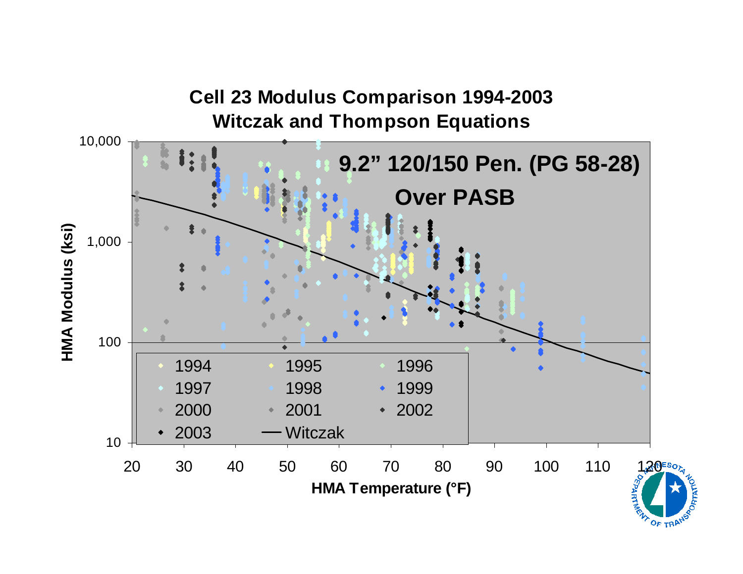# Cell 23 Modulus Comparison 1994-2003
## Witczak and Thompson Equations

**9.2" 120/150 Pen. (PG 58-28)**

**Over PASB**

HMA Modulus (ksi): 10, 100, 1,000, 10,000

HMA Temperature (°F): 20, 30, 40, 50, 60, 70, 80, 90, 100, 110, 120

Legend: 1994, 1995, 1996, 1997, 1998, 1999, 2000, 2001, 2002, 2003, Witczak

MINNESOTA DEPARTMENT OF TRANSPORTATION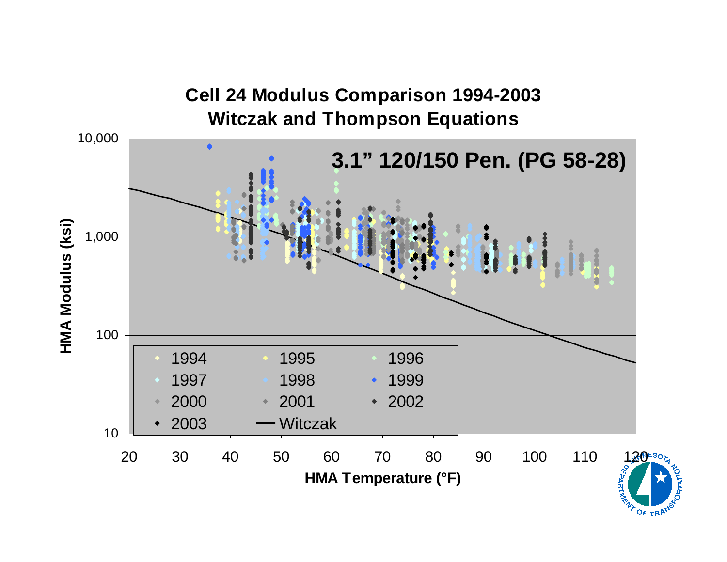# Cell 24 Modulus Comparison 1994-2003
## Witczak and Thompson Equations

**3.1" 120/150 Pen. (PG 58-28)**

HMA Modulus (ksi): 10, 100, 1,000, 10,000

HMA Temperature (°F): 20, 30, 40, 50, 60, 70, 80, 90, 100, 110, 120

Legend: 1994, 1995, 1996, 1997, 1998, 1999, 2000, 2001, 2002, 2003, Witczak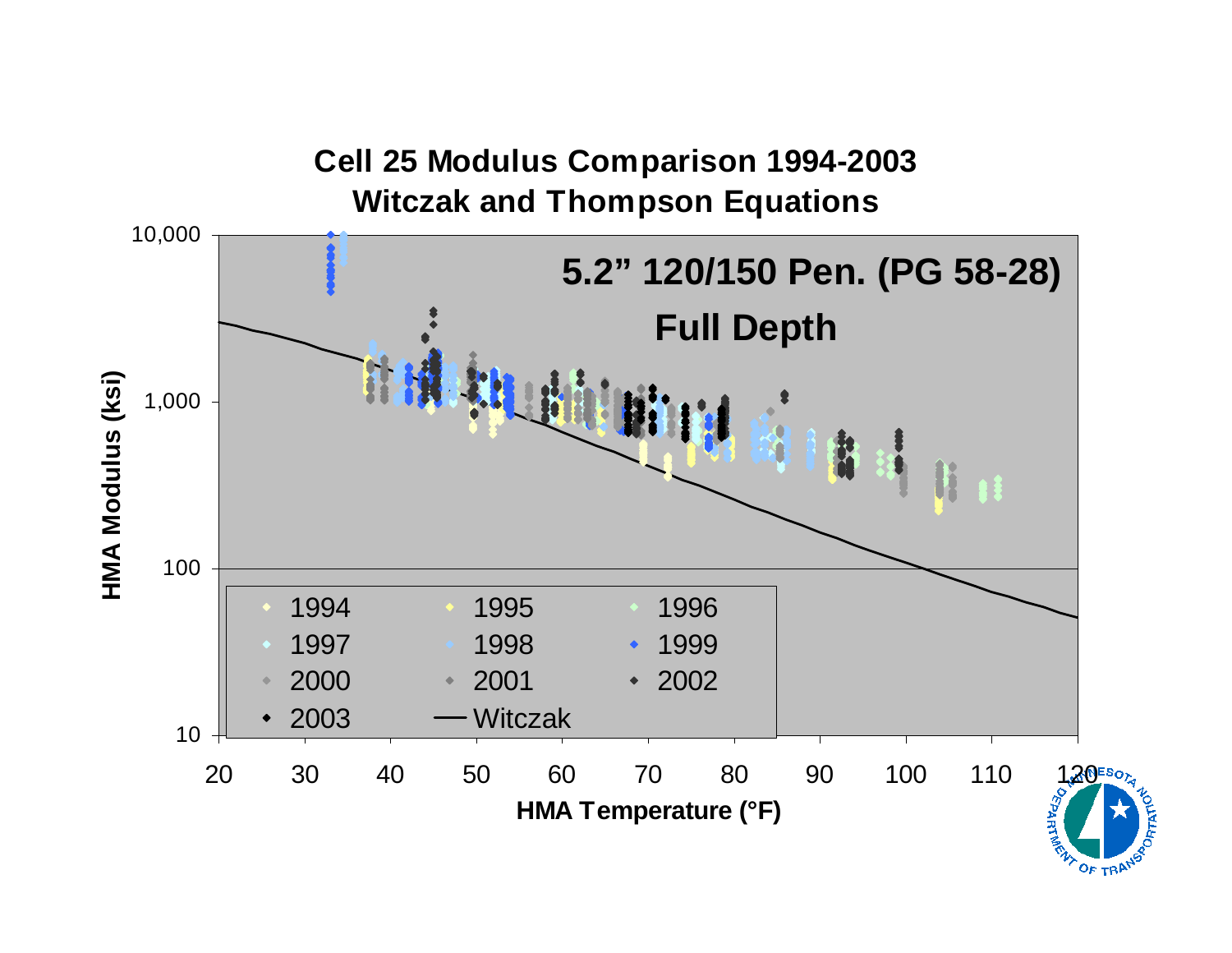# Cell 25 Modulus Comparison 1994-2003
## Witczak and Thompson Equations

**5.2" 120/150 Pen. (PG 58-28)**

**Full Depth**

HMA Modulus (ksi)

10,000
1,000
100
10

20 30 40 50 60 70 80 90 100 110 120

HMA Temperature (°F)

1994, 1995, 1996, 1997, 1998, 1999, 2000, 2001, 2002, 2003, Witczak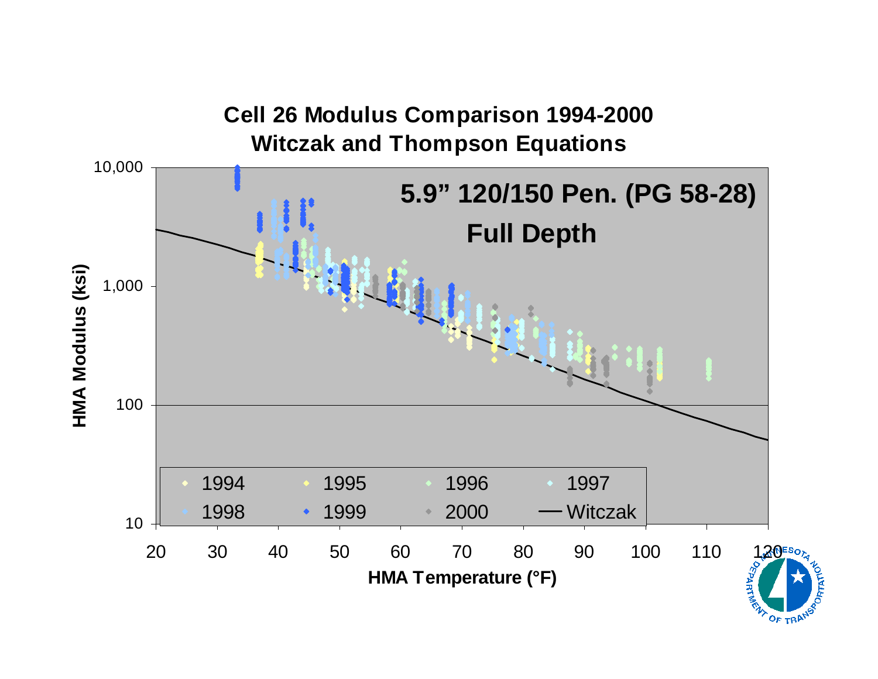# Cell 26 Modulus Comparison 1994-2000
## Witczak and Thompson Equations

**5.9" 120/150 Pen. (PG 58-28)**

**Full Depth**

HMA Modulus (ksi): 10, 100, 1,000, 10,000

HMA Temperature (°F): 20, 30, 40, 50, 60, 70, 80, 90, 100, 110, 120

Legend: 1994, 1995, 1996, 1997, 1998, 1999, 2000, Witczak

MINNESOTA DEPARTMENT OF TRANSPORTATION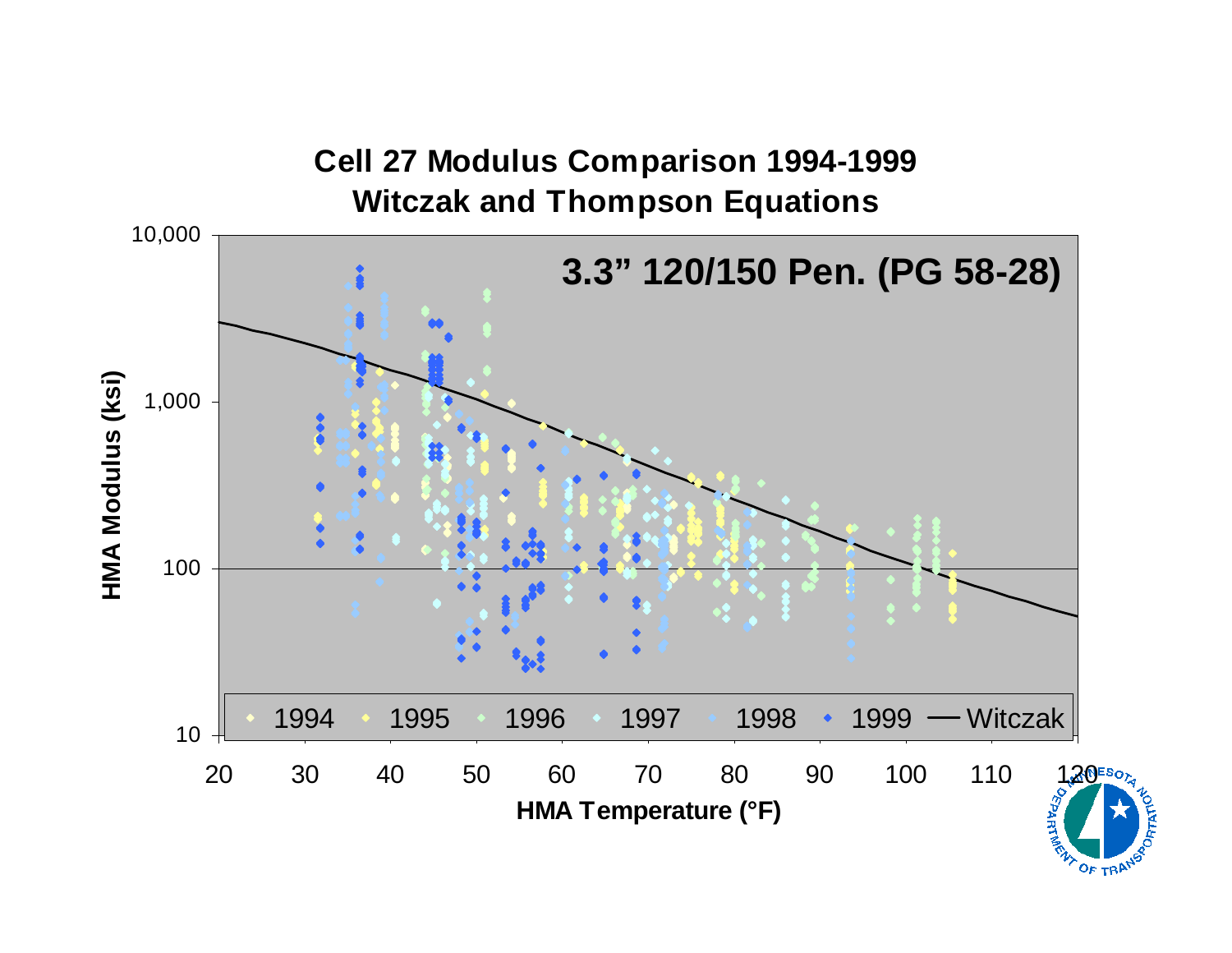# Cell 27 Modulus Comparison 1994-1999
## Witczak and Thompson Equations

**3.3" 120/150 Pen. (PG 58-28)**

HMA Modulus (ksi): 10, 100, 1,000, 10,000

HMA Temperature (°F): 20, 30, 40, 50, 60, 70, 80, 90, 100, 110, 120

Legend: 1994, 1995, 1996, 1997, 1998, 1999, Witczak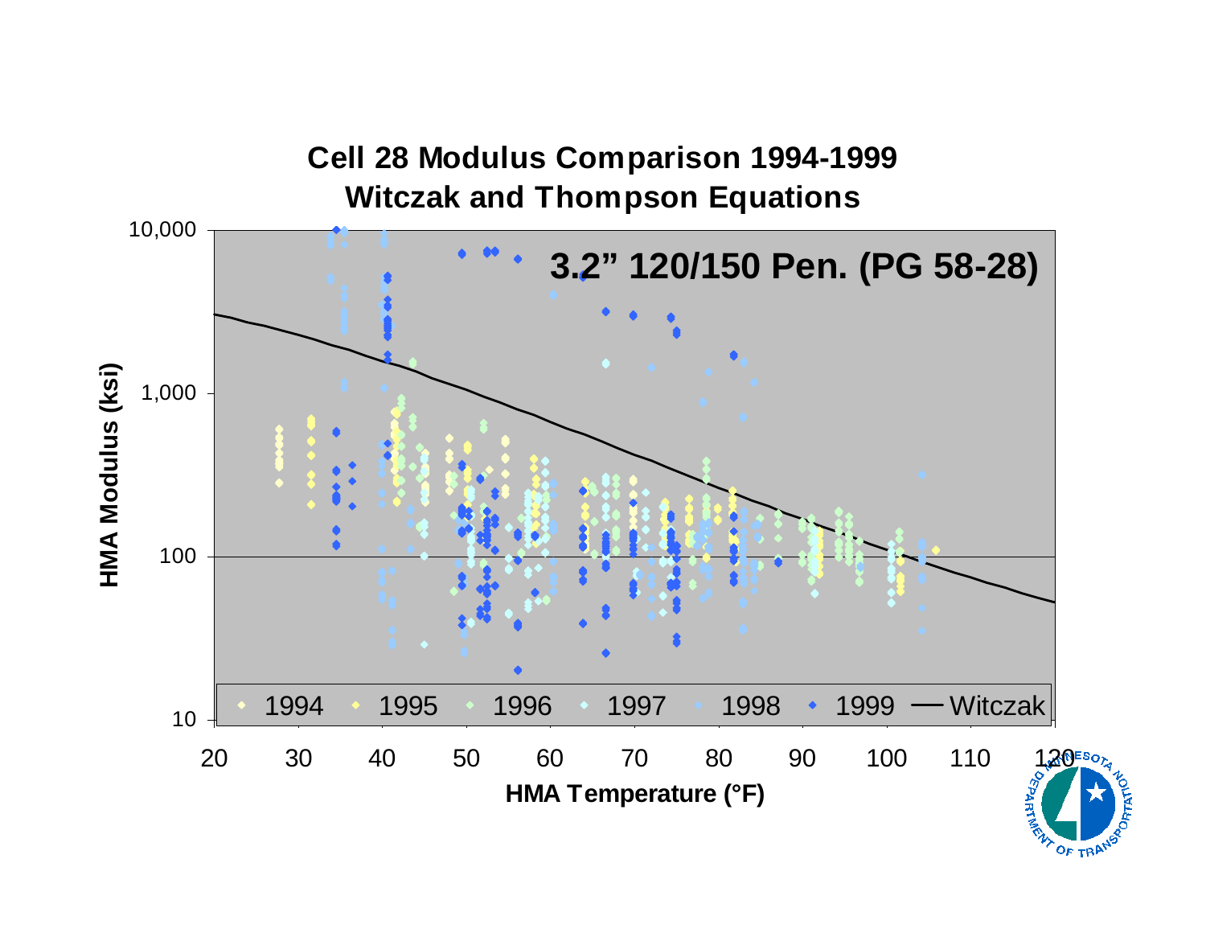# Cell 28 Modulus Comparison 1994-1999
## Witczak and Thompson Equations

**3.2" 120/150 Pen. (PG 58-28)**

HMA Modulus (ksi): 10, 100, 1,000, 10,000

HMA Temperature (°F): 20, 30, 40, 50, 60, 70, 80, 90, 100, 110, 120

Legend: 1994, 1995, 1996, 1997, 1998, 1999, Witczak

MINNESOTA DEPARTMENT OF TRANSPORTATION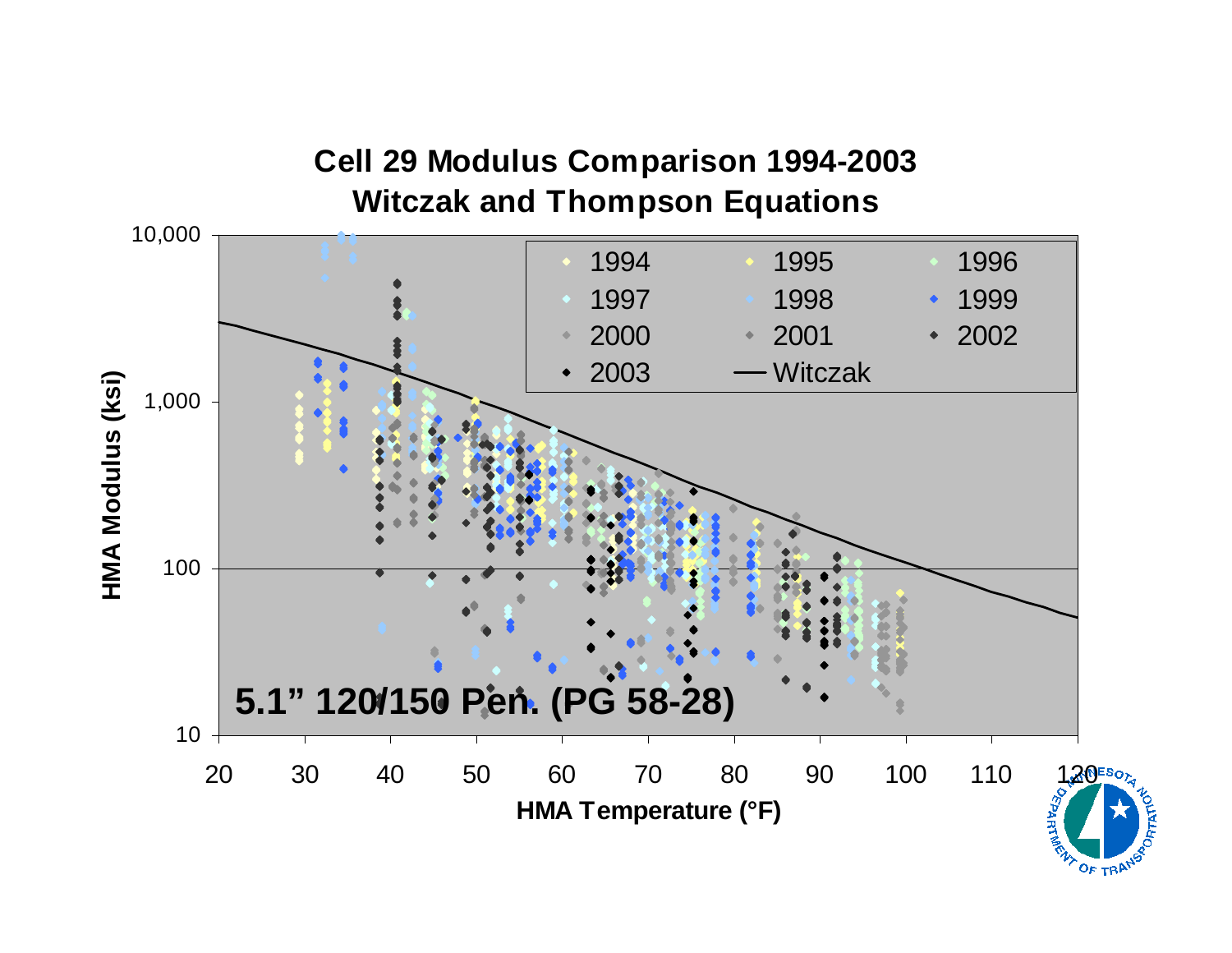# Cell 29 Modulus Comparison 1994-2003
## Witczak and Thompson Equations

HMA Modulus (ksi)

10,000
1,000
100
10

HMA Temperature (°F)

20 30 40 50 60 70 80 90 100 110 120

- 1994
- 1995
- 1996
- 1997
- 1998
- 1999
- 2000
- 2001
- 2002
- 2003
- Witczak

**5.1” 120/150 Pen. (PG 58-28)**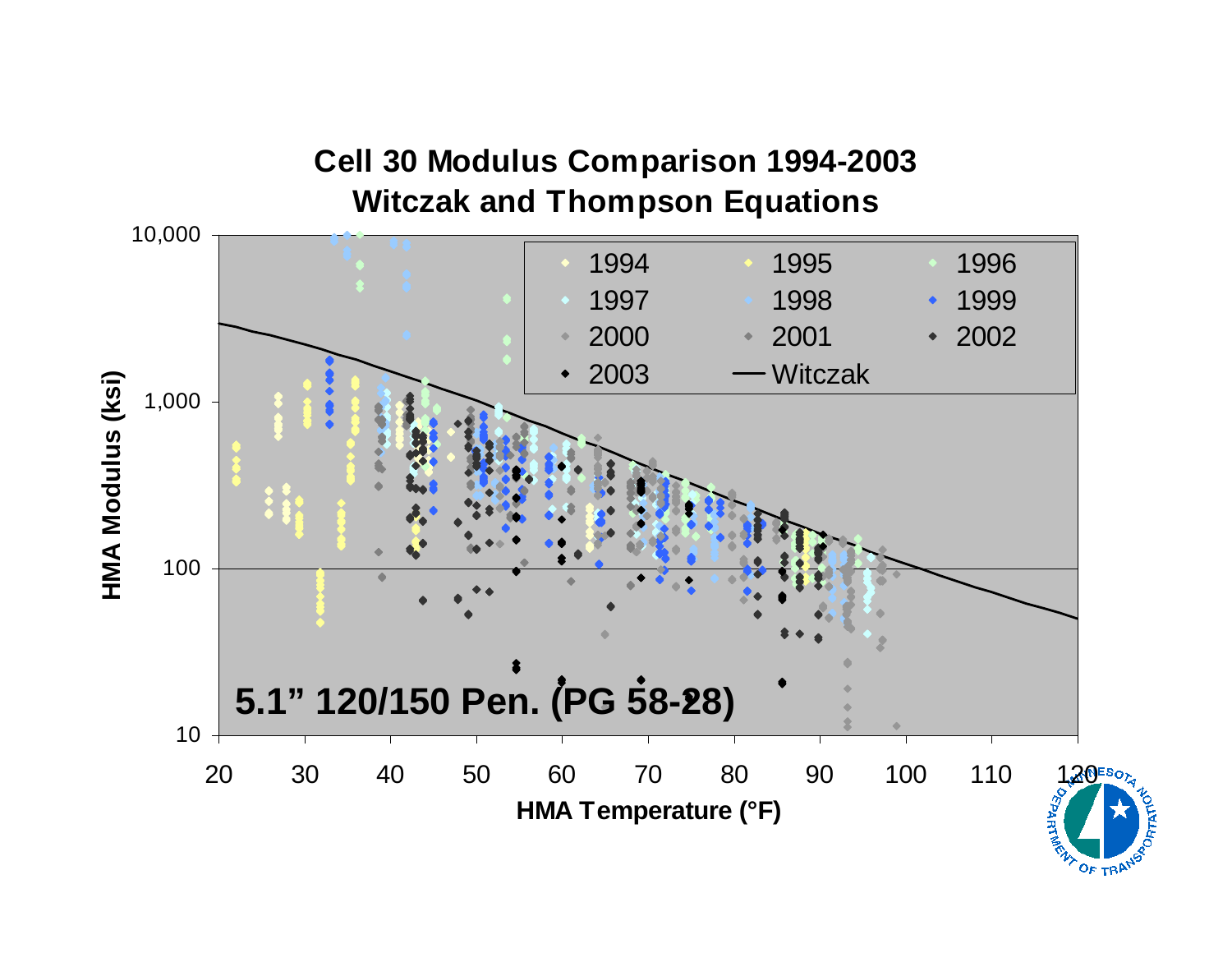# Cell 30 Modulus Comparison 1994-2003
## Witczak and Thompson Equations

5.1" 120/150 Pen. (PG 58-28)

HMA Modulus (ksi) vs. HMA Temperature (°F)

Legend: 1994, 1995, 1996, 1997, 1998, 1999, 2000, 2001, 2002, 2003, Witczak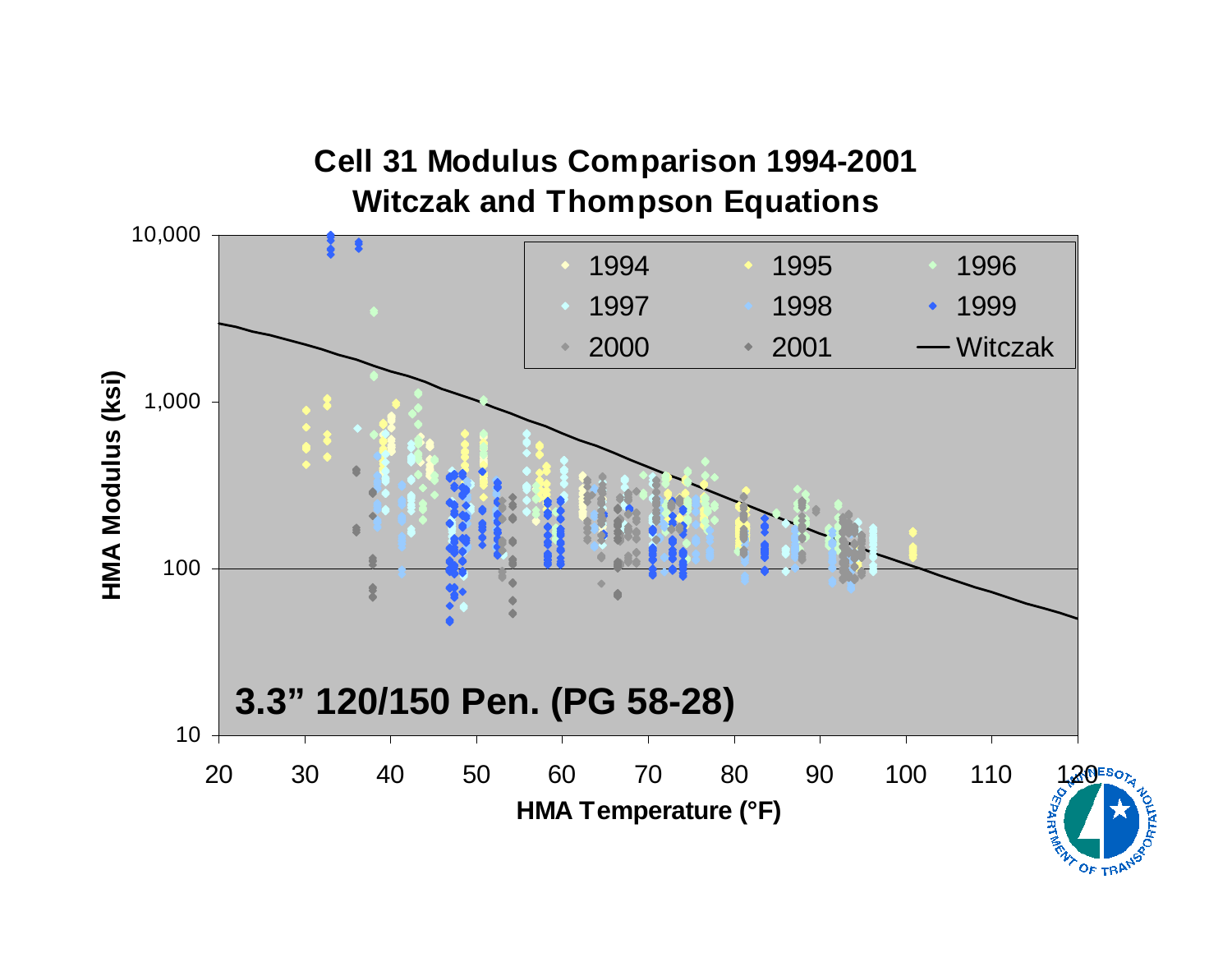## Cell 31 Modulus Comparison 1994-2001
## Witczak and Thompson Equations

**3.3” 120/150 Pen. (PG 58-28)**

HMA Modulus (ksi)

HMA Temperature (°F)

Legend: 1994, 1995, 1996, 1997, 1998, 1999, 2000, 2001, Witczak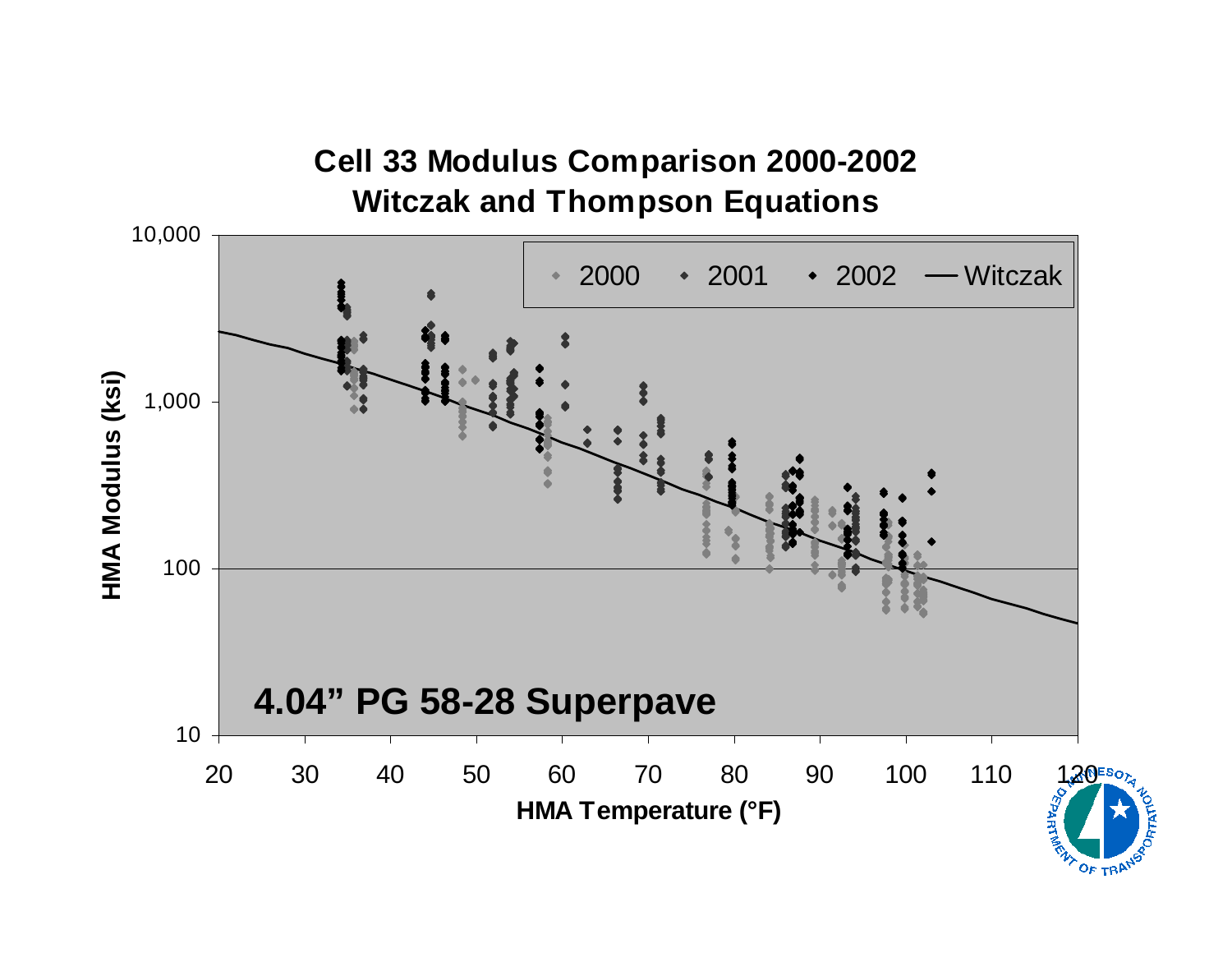# Cell 33 Modulus Comparison 2000-2002
## Witczak and Thompson Equations

HMA Modulus (ksi)

10,000

1,000

100

10

20 30 40 50 60 70 80 90 100 110 120

HMA Temperature (°F)

2000 · 2001 · 2002 — Witczak

**4.04" PG 58-28 Superpave**

MINNESOTA DEPARTMENT OF TRANSPORTATION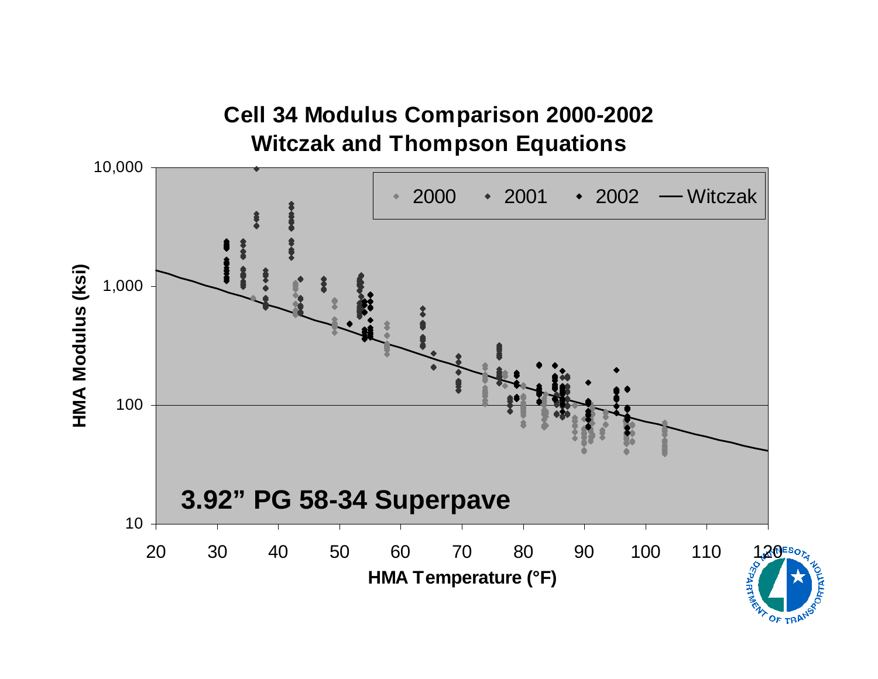# Cell 34 Modulus Comparison 2000-2002
## Witczak and Thompson Equations

HMA Modulus (ksi)

10,000
1,000
100
10

20 30 40 50 60 70 80 90 100 110 120

HMA Temperature (°F)

2000 · 2001 · 2002 · Witczak

**3.92" PG 58-34 Superpave**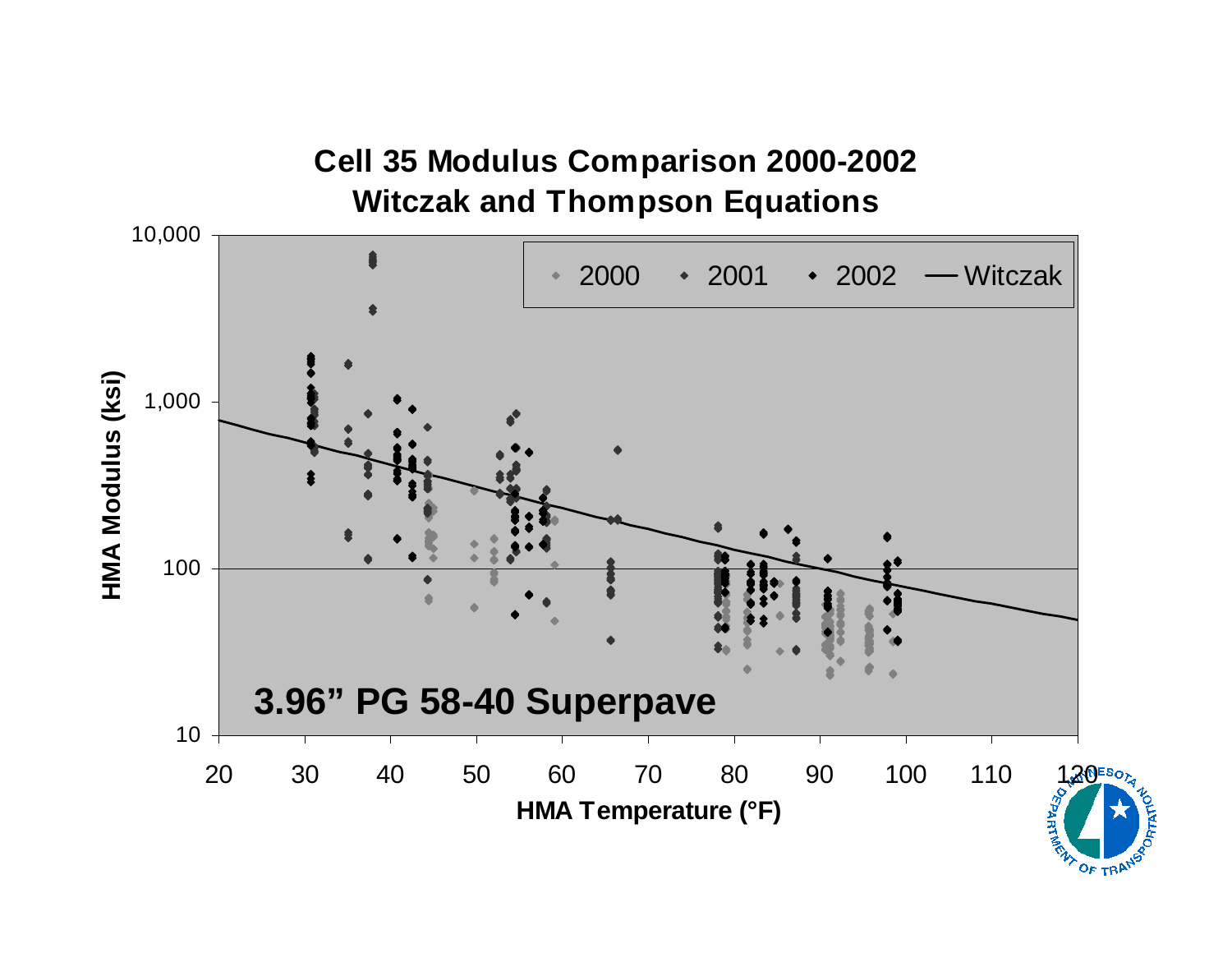## Cell 35 Modulus Comparison 2000-2002
## Witczak and Thompson Equations

HMA Modulus (ksi)

10,000

1,000

100

10

HMA Temperature (°F)

20 30 40 50 60 70 80 90 100 110 120

2000 2001 2002 Witczak

**3.96" PG 58-40 Superpave**

MINNESOTA DEPARTMENT OF TRANSPORTATION